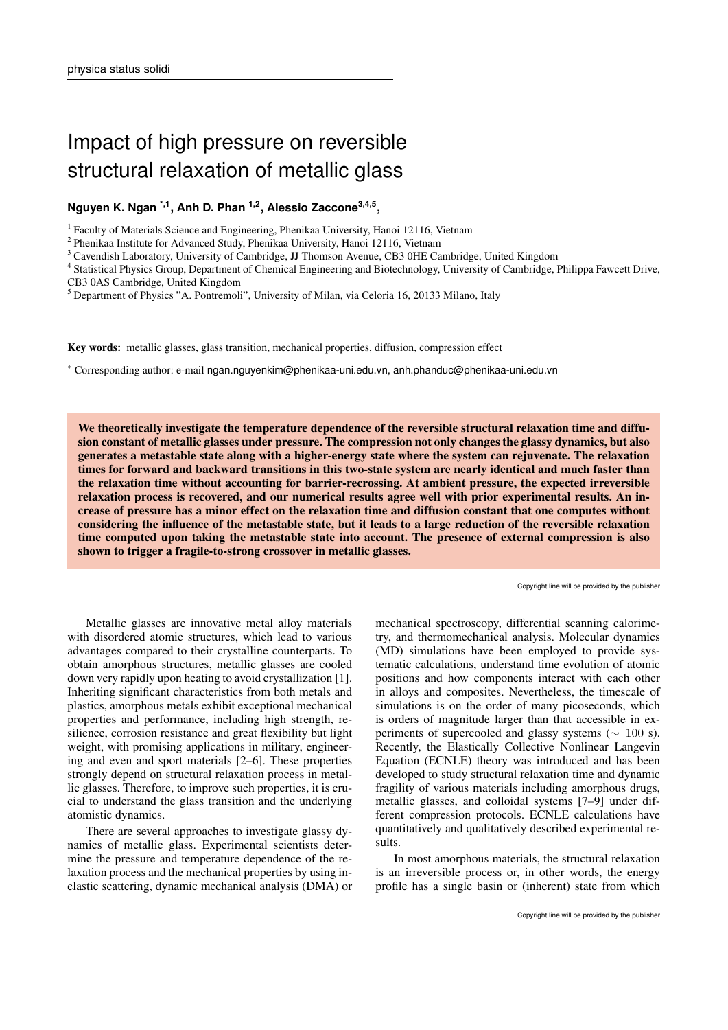# Impact of high pressure on reversible structural relaxation of metallic glass

**Nguyen K. Ngan [*,1], Anh D. Phan [1,2], Alessio Zaccone[3,4,5],**

[1] Faculty of Materials Science and Engineering, Phenikaa University, Hanoi 12116, Vietnam
[2] Phenikaa Institute for Advanced Study, Phenikaa University, Hanoi 12116, Vietnam
[3] Cavendish Laboratory, University of Cambridge, JJ Thomson Avenue, CB3 0HE Cambridge, United Kingdom
[4] Statistical Physics Group, Department of Chemical Engineering and Biotechnology, University of Cambridge, Philippa Fawcett Drive, CB3 0AS Cambridge, United Kingdom
[5] Department of Physics "A. Pontremoli", University of Milan, via Celoria 16, 20133 Milano, Italy

**Key words:** metallic glasses, glass transition, mechanical properties, diffusion, compression effect

[*] Corresponding author: e-mail ngan.nguyenkim@phenikaa-uni.edu.vn, anh.phanduc@phenikaa-uni.edu.vn

**We theoretically investigate the temperature dependence of the reversible structural relaxation time and diffusion constant of metallic glasses under pressure. The compression not only changes the glassy dynamics, but also generates a metastable state along with a higher-energy state where the system can rejuvenate. The relaxation times for forward and backward transitions in this two-state system are nearly identical and much faster than the relaxation time without accounting for barrier-recrossing. At ambient pressure, the expected irreversible relaxation process is recovered, and our numerical results agree well with prior experimental results. An increase of pressure has a minor effect on the relaxation time and diffusion constant that one computes without considering the influence of the metastable state, but it leads to a large reduction of the reversible relaxation time computed upon taking the metastable state into account. The presence of external compression is also shown to trigger a fragile-to-strong crossover in metallic glasses.**

Metallic glasses are innovative metal alloy materials with disordered atomic structures, which lead to various advantages compared to their crystalline counterparts. To obtain amorphous structures, metallic glasses are cooled down very rapidly upon heating to avoid crystallization [1]. Inheriting significant characteristics from both metals and plastics, amorphous metals exhibit exceptional mechanical properties and performance, including high strength, resilience, corrosion resistance and great flexibility but light weight, with promising applications in military, engineering and even and sport materials [2–6]. These properties strongly depend on structural relaxation process in metallic glasses. Therefore, to improve such properties, it is crucial to understand the glass transition and the underlying atomistic dynamics.

There are several approaches to investigate glassy dynamics of metallic glass. Experimental scientists determine the pressure and temperature dependence of the relaxation process and the mechanical properties by using inelastic scattering, dynamic mechanical analysis (DMA) or mechanical spectroscopy, differential scanning calorimetry, and thermomechanical analysis. Molecular dynamics (MD) simulations have been employed to provide systematic calculations, understand time evolution of atomic positions and how components interact with each other in alloys and composites. Nevertheless, the timescale of simulations is on the order of many picoseconds, which is orders of magnitude larger than that accessible in experiments of supercooled and glassy systems ($\sim$ 100 s). Recently, the Elastically Collective Nonlinear Langevin Equation (ECNLE) theory was introduced and has been developed to study structural relaxation time and dynamic fragility of various materials including amorphous drugs, metallic glasses, and colloidal systems [7–9] under different compression protocols. ECNLE calculations have quantitatively and qualitatively described experimental results.

In most amorphous materials, the structural relaxation is an irreversible process or, in other words, the energy profile has a single basin or (inherent) state from which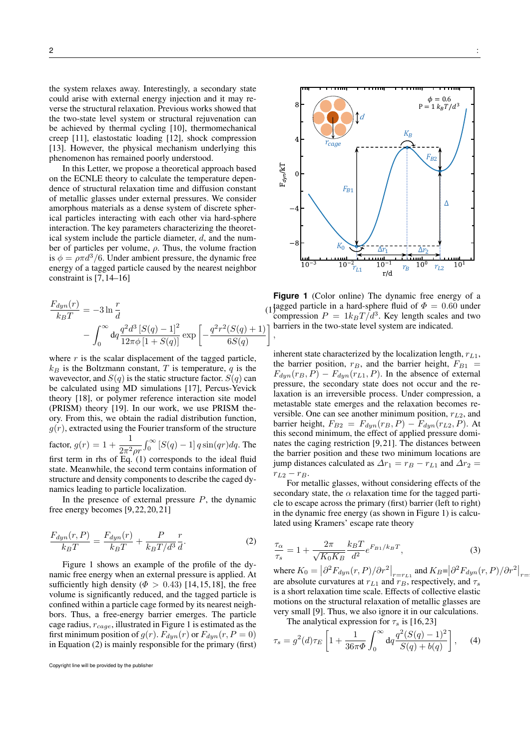the system relaxes away. Interestingly, a secondary state could arise with external energy injection and it may reverse the structural relaxation. Previous works showed that the two-state level system or structural rejuvenation can be achieved by thermal cycling [10], thermomechanical creep [11], elastostatic loading [12], shock compression [13]. However, the physical mechanism underlying this phenomenon has remained poorly understood.

In this Letter, we propose a theoretical approach based on the ECNLE theory to calculate the temperature dependence of structural relaxation time and diffusion constant of metallic glasses under external pressures. We consider amorphous materials as a dense system of discrete spherical particles interacting with each other via hard-sphere interaction. The key parameters characterizing the theoretical system include the particle diameter, $d$, and the number of particles per volume, $\rho$. Thus, the volume fraction is $\phi = \rho\pi d^3/6$. Under ambient pressure, the dynamic free energy of a tagged particle caused by the nearest neighbor constraint is [7,14–16]

$$\frac{F_{dyn}(r)}{k_BT} = -3\ln\frac{r}{d} - \int_0^\infty dq \frac{q^2d^3\left[S(q)-1\right]^2}{12\pi\phi\left[1+S(q)\right]}\exp\left[-\frac{q^2r^2(S(q)+1)}{6S(q)}\right], \quad (1)$$

where $r$ is the scalar displacement of the tagged particle, $k_B$ is the Boltzmann constant, $T$ is temperature, $q$ is the wavevector, and $S(q)$ is the static structure factor. $S(q)$ can be calculated using MD simulations [17], Percus-Yevick theory [18], or polymer reference interaction site model (PRISM) theory [19]. In our work, we use PRISM theory. From this, we obtain the radial distribution function, $g(r)$, extracted using the Fourier transform of the structure factor, $g(r) = 1 + \frac{1}{2\pi^2\rho r}\int_0^\infty \left[S(q)-1\right]q\sin(qr)dq$. The first term in rhs of Eq. (1) corresponds to the ideal fluid state. Meanwhile, the second term contains information of structure and density components to describe the caged dynamics leading to particle localization.

In the presence of external pressure $P$, the dynamic free energy becomes [9,22,20,21]

$$\frac{F_{dyn}(r,P)}{k_BT} = \frac{F_{dyn}(r)}{k_BT} + \frac{P}{k_BT/d^3}\frac{r}{d}. \quad (2)$$

Figure 1 shows an example of the profile of the dynamic free energy when an external pressure is applied. At sufficiently high density ($\Phi > 0.43$) [14,15,18], the free volume is significantly reduced, and the tagged particle is confined within a particle cage formed by its nearest neighbors. Thus, a free-energy barrier emerges. The particle cage radius, $r_{cage}$, illustrated in Figure 1 is estimated as the first minimum position of $g(r)$. $F_{dyn}(r)$ or $F_{dyn}(r, P = 0)$ in Equation (2) is mainly responsible for the primary (first)

**Figure 1** (Color online) The dynamic free energy of a tagged particle in a hard-sphere fluid of $\Phi = 0.60$ under compression $P = 1k_BT/d^3$. Key length scales and two barriers in the two-state level system are indicated.

inherent state characterized by the localization length, $r_{L1}$, the barrier position, $r_B$, and the barrier height, $F_{B1} = F_{dyn}(r_B, P) - F_{dyn}(r_{L1}, P)$. In the absence of external pressure, the secondary state does not occur and the relaxation is an irreversible process. Under compression, a metastable state emerges and the relaxation becomes reversible. One can see another minimum position, $r_{L2}$, and barrier height, $F_{B2} = F_{dyn}(r_B, P) - F_{dyn}(r_{L2}, P)$. At this second minimum, the effect of applied pressure dominates the caging restriction [9,21]. The distances between the barrier position and these two minimum locations are jump distances calculated as $\Delta r_1 = r_B - r_{L1}$ and $\Delta r_2 = r_{L2} - r_B$.

For metallic glasses, without considering effects of the secondary state, the $\alpha$ relaxation time for the tagged particle to escape across the primary (first) barrier (left to right) in the dynamic free energy (as shown in Figure 1) is calculated using Kramers' escape rate theory

$$\frac{\tau_\alpha}{\tau_s} = 1 + \frac{2\pi}{\sqrt{K_0K_B}}\frac{k_BT}{d^2}e^{F_{B1}/k_BT}, \quad (3)$$

where $K_0 = \left|\partial^2 F_{dyn}(r,P)/\partial r^2\right|_{r=r_{L1}}$ and $K_B = \left|\partial^2 F_{dyn}(r,P)/\partial r^2\right|_{r=r_B}$ are absolute curvatures at $r_{L1}$ and $r_B$, respectively, and $\tau_s$ is a short relaxation time scale. Effects of collective elastic motions on the structural relaxation of metallic glasses are very small [9]. Thus, we also ignore it in our calculations.

The analytical expression for $\tau_s$ is [16,23]

$$\tau_s = g^2(d)\tau_E\left[1 + \frac{1}{36\pi\Phi}\int_0^\infty dq \frac{q^2(S(q)-1)^2}{S(q)+b(q)}\right], \quad (4)$$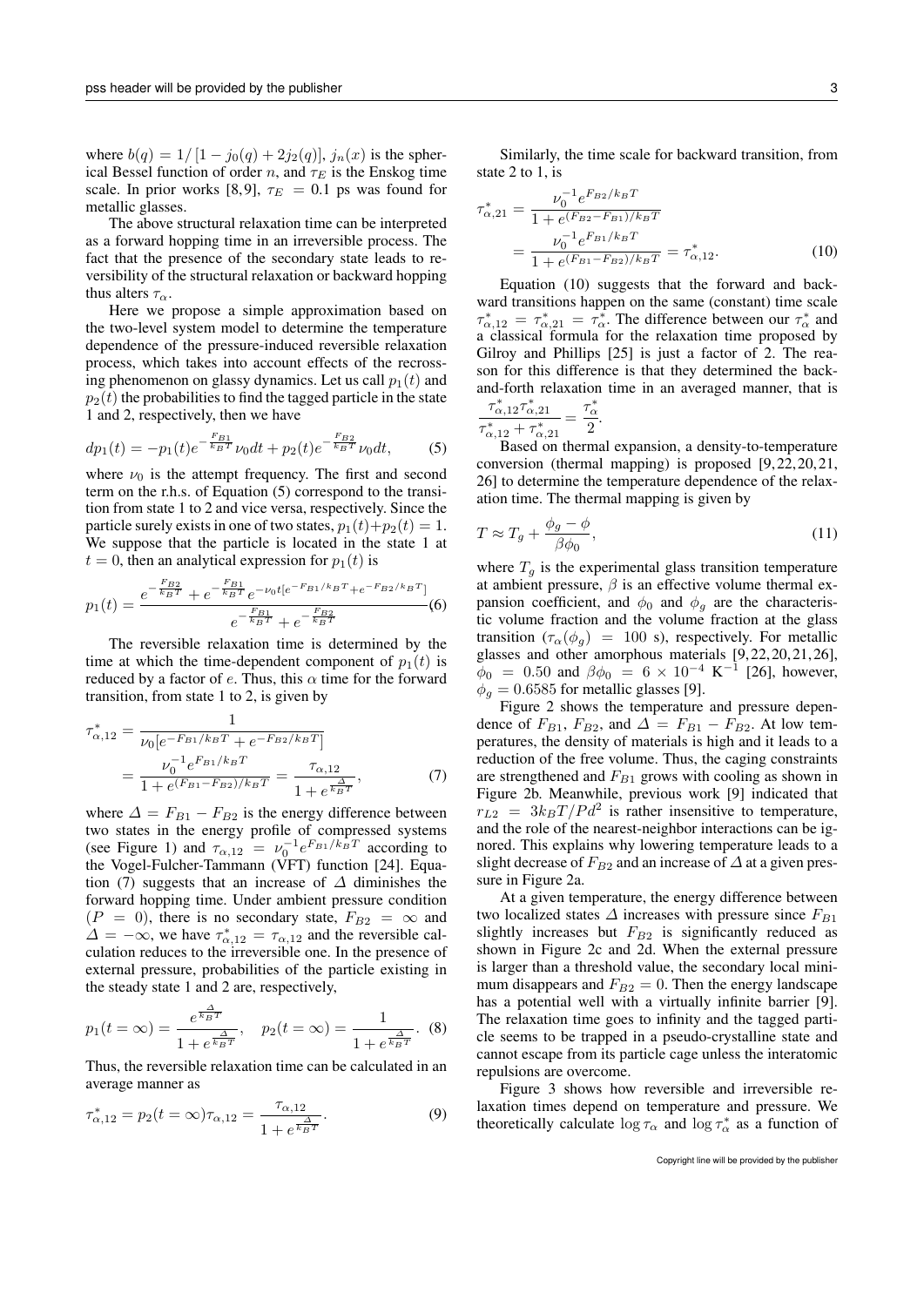where $b(q) = 1/[1 - j_0(q) + 2j_2(q)]$, $j_n(x)$ is the spherical Bessel function of order $n$, and $\tau_E$ is the Enskog time scale. In prior works [8,9], $\tau_E = 0.1$ ps was found for metallic glasses.

The above structural relaxation time can be interpreted as a forward hopping time in an irreversible process. The fact that the presence of the secondary state leads to reversibility of the structural relaxation or backward hopping thus alters $\tau_\alpha$.

Here we propose a simple approximation based on the two-level system model to determine the temperature dependence of the pressure-induced reversible relaxation process, which takes into account effects of the recrossing phenomenon on glassy dynamics. Let us call $p_1(t)$ and $p_2(t)$ the probabilities to find the tagged particle in the state 1 and 2, respectively, then we have

$$dp_1(t) = -p_1(t)e^{-\frac{F_{B1}}{k_BT}}\nu_0 dt + p_2(t)e^{-\frac{F_{B2}}{k_BT}}\nu_0 dt, \quad (5)$$

where $\nu_0$ is the attempt frequency. The first and second term on the r.h.s. of Equation (5) correspond to the transition from state 1 to 2 and vice versa, respectively. Since the particle surely exists in one of two states, $p_1(t)+p_2(t) = 1$. We suppose that the particle is located in the state 1 at $t = 0$, then an analytical expression for $p_1(t)$ is

$$p_1(t) = \frac{e^{-\frac{F_{B2}}{k_BT}} + e^{-\frac{F_{B1}}{k_BT}}e^{-\nu_0 t[e^{-F_{B1}/k_BT}+e^{-F_{B2}/k_BT}]}}{e^{-\frac{F_{B1}}{k_BT}} + e^{-\frac{F_{B2}}{k_BT}}} \quad (6)$$

The reversible relaxation time is determined by the time at which the time-dependent component of $p_1(t)$ is reduced by a factor of $e$. Thus, this $\alpha$ time for the forward transition, from state 1 to 2, is given by

$$\tau^*_{\alpha,12} = \frac{1}{\nu_0[e^{-F_{B1}/k_BT} + e^{-F_{B2}/k_BT}]} = \frac{\nu_0^{-1}e^{F_{B1}/k_BT}}{1 + e^{(F_{B1}-F_{B2})/k_BT}} = \frac{\tau_{\alpha,12}}{1 + e^{\frac{\Delta}{k_BT}}}, \quad (7)$$

where $\Delta = F_{B1} - F_{B2}$ is the energy difference between two states in the energy profile of compressed systems (see Figure 1) and $\tau_{\alpha,12} = \nu_0^{-1}e^{F_{B1}/k_BT}$ according to the Vogel-Fulcher-Tammann (VFT) function [24]. Equation (7) suggests that an increase of $\Delta$ diminishes the forward hopping time. Under ambient pressure condition ($P = 0$), there is no secondary state, $F_{B2} = \infty$ and $\Delta = -\infty$, we have $\tau^*_{\alpha,12} = \tau_{\alpha,12}$ and the reversible calculation reduces to the irreversible one. In the presence of external pressure, probabilities of the particle existing in the steady state 1 and 2 are, respectively,

$$p_1(t = \infty) = \frac{e^{\frac{\Delta}{k_BT}}}{1 + e^{\frac{\Delta}{k_BT}}}, \quad p_2(t = \infty) = \frac{1}{1 + e^{\frac{\Delta}{k_BT}}}. \quad (8)$$

Thus, the reversible relaxation time can be calculated in an average manner as

$$\tau^*_{\alpha,12} = p_2(t = \infty)\tau_{\alpha,12} = \frac{\tau_{\alpha,12}}{1 + e^{\frac{\Delta}{k_BT}}}. \quad (9)$$

Similarly, the time scale for backward transition, from state 2 to 1, is

$$\tau^*_{\alpha,21} = \frac{\nu_0^{-1}e^{F_{B2}/k_BT}}{1 + e^{(F_{B2}-F_{B1})/k_BT}} = \frac{\nu_0^{-1}e^{F_{B1}/k_BT}}{1 + e^{(F_{B1}-F_{B2})/k_BT}} = \tau^*_{\alpha,12}. \quad (10)$$

Equation (10) suggests that the forward and backward transitions happen on the same (constant) time scale $\tau^*_{\alpha,12} = \tau^*_{\alpha,21} = \tau^*_\alpha$. The difference between our $\tau^*_\alpha$ and a classical formula for the relaxation time proposed by Gilroy and Phillips [25] is just a factor of 2. The reason for this difference is that they determined the back-and-forth relaxation time in an averaged manner, that is $\dfrac{\tau^*_{\alpha,12}\tau^*_{\alpha,21}}{\tau^*_{\alpha,12} + \tau^*_{\alpha,21}} = \dfrac{\tau^*_\alpha}{2}$.

Based on thermal expansion, a density-to-temperature conversion (thermal mapping) is proposed [9,22,20,21,26] to determine the temperature dependence of the relaxation time. The thermal mapping is given by

$$T \approx T_g + \frac{\phi_g - \phi}{\beta\phi_0}, \quad (11)$$

where $T_g$ is the experimental glass transition temperature at ambient pressure, $\beta$ is an effective volume thermal expansion coefficient, and $\phi_0$ and $\phi_g$ are the characteristic volume fraction and the volume fraction at the glass transition ($\tau_\alpha(\phi_g) = 100$ s), respectively. For metallic glasses and other amorphous materials [9,22,20,21,26], $\phi_0 = 0.50$ and $\beta\phi_0 = 6 \times 10^{-4}$ K$^{-1}$ [26], however, $\phi_g = 0.6585$ for metallic glasses [9].

Figure 2 shows the temperature and pressure dependence of $F_{B1}$, $F_{B2}$, and $\Delta = F_{B1} - F_{B2}$. At low temperatures, the density of materials is high and it leads to a reduction of the free volume. Thus, the caging constraints are strengthened and $F_{B1}$ grows with cooling as shown in Figure 2b. Meanwhile, previous work [9] indicated that $r_{L2} = 3k_BT/Pd^2$ is rather insensitive to temperature, and the role of the nearest-neighbor interactions can be ignored. This explains why lowering temperature leads to a slight decrease of $F_{B2}$ and an increase of $\Delta$ at a given pressure in Figure 2a.

At a given temperature, the energy difference between two localized states $\Delta$ increases with pressure since $F_{B1}$ slightly increases but $F_{B2}$ is significantly reduced as shown in Figure 2c and 2d. When the external pressure is larger than a threshold value, the secondary local minimum disappears and $F_{B2} = 0$. Then the energy landscape has a potential well with a virtually infinite barrier [9]. The relaxation time goes to infinity and the tagged particle seems to be trapped in a pseudo-crystalline state and cannot escape from its particle cage unless the interatomic repulsions are overcome.

Figure 3 shows how reversible and irreversible relaxation times depend on temperature and pressure. We theoretically calculate $\log\tau_\alpha$ and $\log\tau^*_\alpha$ as a function of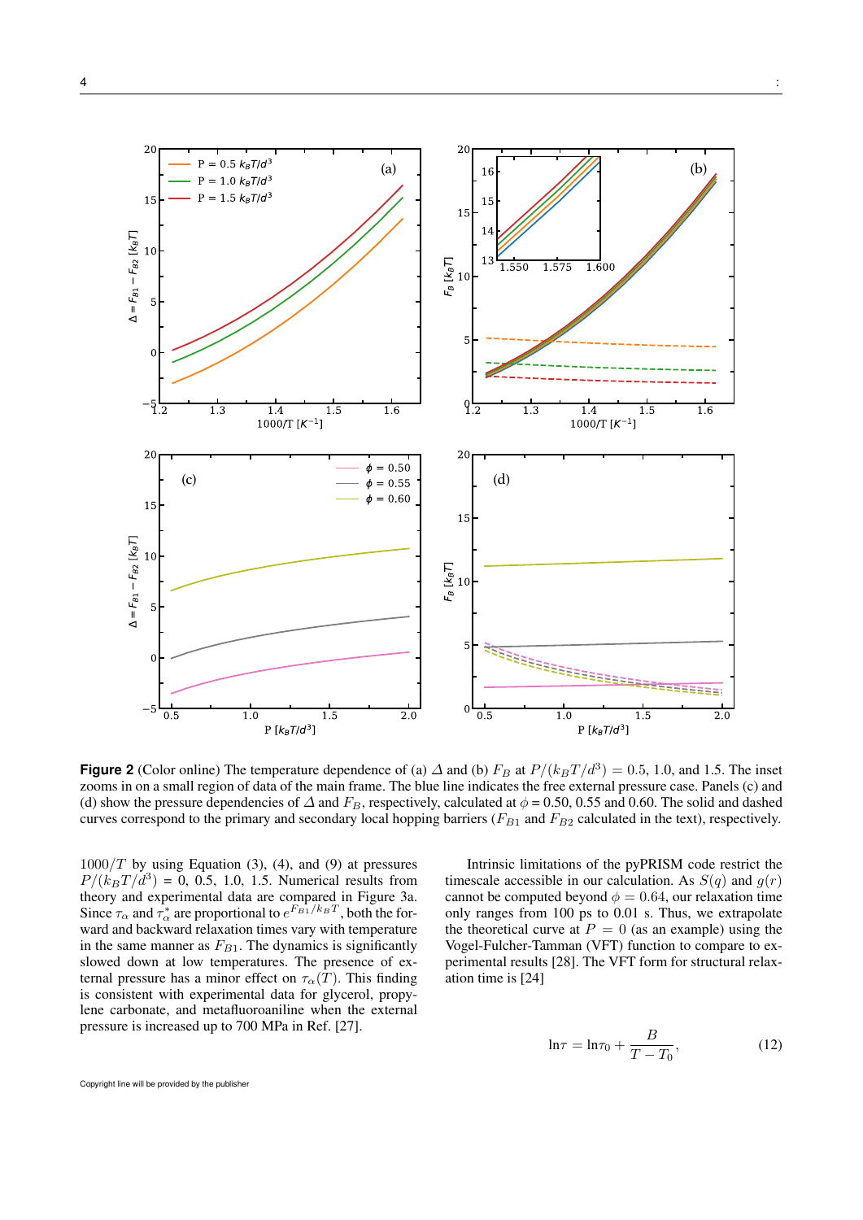(a)

P = 0.5 $k_BT/d^3$

P = 1.0 $k_BT/d^3$

P = 1.5 $k_BT/d^3$

$\Delta = F_{B1} - F_{B2}$ [$k_BT$]

1000/T [$K^{-1}$]

(b)

$F_B$ [$k_BT$]

1000/T [$K^{-1}$]

(c)

$\phi$ = 0.50

$\phi$ = 0.55

$\phi$ = 0.60

$\Delta = F_{B1} - F_{B2}$ [$k_BT$]

P [$k_BT/d^3$]

(d)

$F_B$ [$k_BT$]

P [$k_BT/d^3$]

**Figure 2** (Color online) The temperature dependence of (a) $\Delta$ and (b) $F_B$ at $P/(k_BT/d^3) = 0.5$, 1.0, and 1.5. The inset zooms in on a small region of data of the main frame. The blue line indicates the free external pressure case. Panels (c) and (d) show the pressure dependencies of $\Delta$ and $F_B$, respectively, calculated at $\phi$ = 0.50, 0.55 and 0.60. The solid and dashed curves correspond to the primary and secondary local hopping barriers ($F_{B1}$ and $F_{B2}$ calculated in the text), respectively.

$1000/T$ by using Equation (3), (4), and (9) at pressures $P/(k_BT/d^3)$ = 0, 0.5, 1.0, 1.5. Numerical results from theory and experimental data are compared in Figure 3a. Since $\tau_\alpha$ and $\tau_\alpha^*$ are proportional to $e^{F_{B1}/k_BT}$, both the forward and backward relaxation times vary with temperature in the same manner as $F_{B1}$. The dynamics is significantly slowed down at low temperatures. The presence of external pressure has a minor effect on $\tau_\alpha(T)$. This finding is consistent with experimental data for glycerol, propylene carbonate, and metafluoroaniline when the external pressure is increased up to 700 MPa in Ref. [27].

Intrinsic limitations of the pyPRISM code restrict the timescale accessible in our calculation. As $S(q)$ and $g(r)$ cannot be computed beyond $\phi = 0.64$, our relaxation time only ranges from 100 ps to 0.01 s. Thus, we extrapolate the theoretical curve at $P = 0$ (as an example) using the Vogel-Fulcher-Tamman (VFT) function to compare to experimental results [28]. The VFT form for structural relaxation time is [24]

$$\ln\tau = \ln\tau_0 + \frac{B}{T - T_0}, \tag{12}$$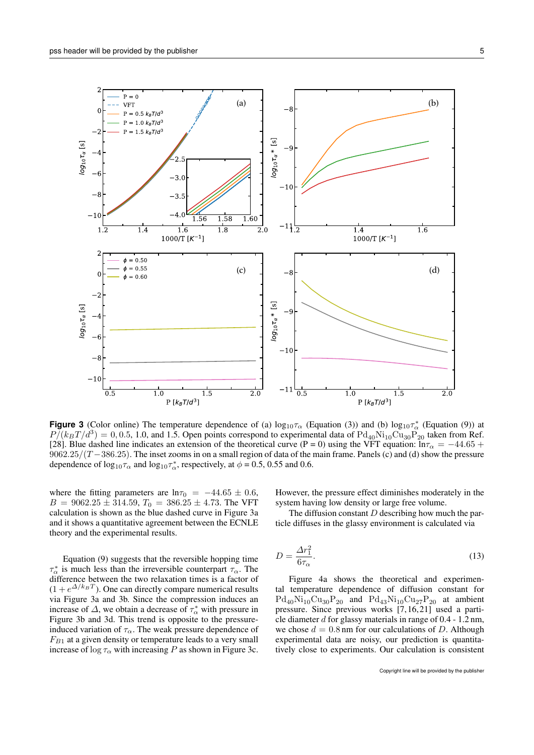(a)

2
0
−2
−4
−6
−8
−10

P = 0
VFT
P = 0.5 $k_BT/d^3$
P = 1.0 $k_BT/d^3$
P = 1.5 $k_BT/d^3$

$log_{10}\tau_\alpha$ [s]

1.2 1.4 1.6 1.8 2.0
1000/T [$K^{-1}$]

−2.5
−3.0
−3.5
−4.0
1.56 1.58 1.60

(b)

−8
−9
−10
−11

$log_{10}\tau_\alpha$ * [s]

1.2 1.4 1.6
1000/T [$K^{-1}$]

(c)

2
0
−2
−4
−6
−8
−10

$\phi$ = 0.50
$\phi$ = 0.55
$\phi$ = 0.60

$log_{10}\tau_\alpha$ [s]

0.5 1.0 1.5 2.0
P [$k_BT/d^3$]

(d)

−8
−9
−10
−11

$log_{10}\tau_\alpha$ * [s]

0.5 1.0 1.5 2.0
P [$k_BT/d^3$]

**Figure 3** (Color online) The temperature dependence of (a) $\log_{10}\tau_\alpha$ (Equation (3)) and (b) $\log_{10}\tau_\alpha^*$ (Equation (9)) at $P/(k_BT/d^3) = 0, 0.5, 1.0$, and 1.5. Open points correspond to experimental data of $Pd_{40}Ni_{10}Cu_{30}P_{20}$ taken from Ref. [28]. Blue dashed line indicates an extension of the theoretical curve (P = 0) using the VFT equation: $\ln\tau_\alpha = -44.65 + 9062.25/(T-386.25)$. The inset zooms in on a small region of data of the main frame. Panels (c) and (d) show the pressure dependence of $\log_{10}\tau_\alpha$ and $\log_{10}\tau_\alpha^*$, respectively, at $\phi$ = 0.5, 0.55 and 0.6.

where the fitting parameters are $\ln\tau_0 = -44.65 \pm 0.6$, $B = 9062.25 \pm 314.59$, $T_0 = 386.25 \pm 4.73$. The VFT calculation is shown as the blue dashed curve in Figure 3a and it shows a quantitative agreement between the ECNLE theory and the experimental results.

Equation (9) suggests that the reversible hopping time $\tau_\alpha^*$ is much less than the irreversible counterpart $\tau_\alpha$. The difference between the two relaxation times is a factor of $(1 + e^{\Delta/k_BT})$. One can directly compare numerical results via Figure 3a and 3b. Since the compression induces an increase of $\Delta$, we obtain a decrease of $\tau_\alpha^*$ with pressure in Figure 3b and 3d. This trend is opposite to the pressure-induced variation of $\tau_\alpha$. The weak pressure dependence of $F_{B1}$ at a given density or temperature leads to a very small increase of $\log\tau_\alpha$ with increasing $P$ as shown in Figure 3c. However, the pressure effect diminishes moderately in the system having low density or large free volume.

The diffusion constant $D$ describing how much the particle diffuses in the glassy environment is calculated via

$$D = \frac{\Delta r_1^2}{6\tau_\alpha}. \tag{13}$$

Figure 4a shows the theoretical and experimental temperature dependence of diffusion constant for $Pd_{40}Ni_{10}Cu_{30}P_{20}$ and $Pd_{43}Ni_{10}Cu_{27}P_{20}$ at ambient pressure. Since previous works [7,16,21] used a particle diameter $d$ for glassy materials in range of 0.4 - 1.2 nm, we chose $d = 0.8$ nm for our calculations of $D$. Although experimental data are noisy, our prediction is quantitatively close to experiments. Our calculation is consistent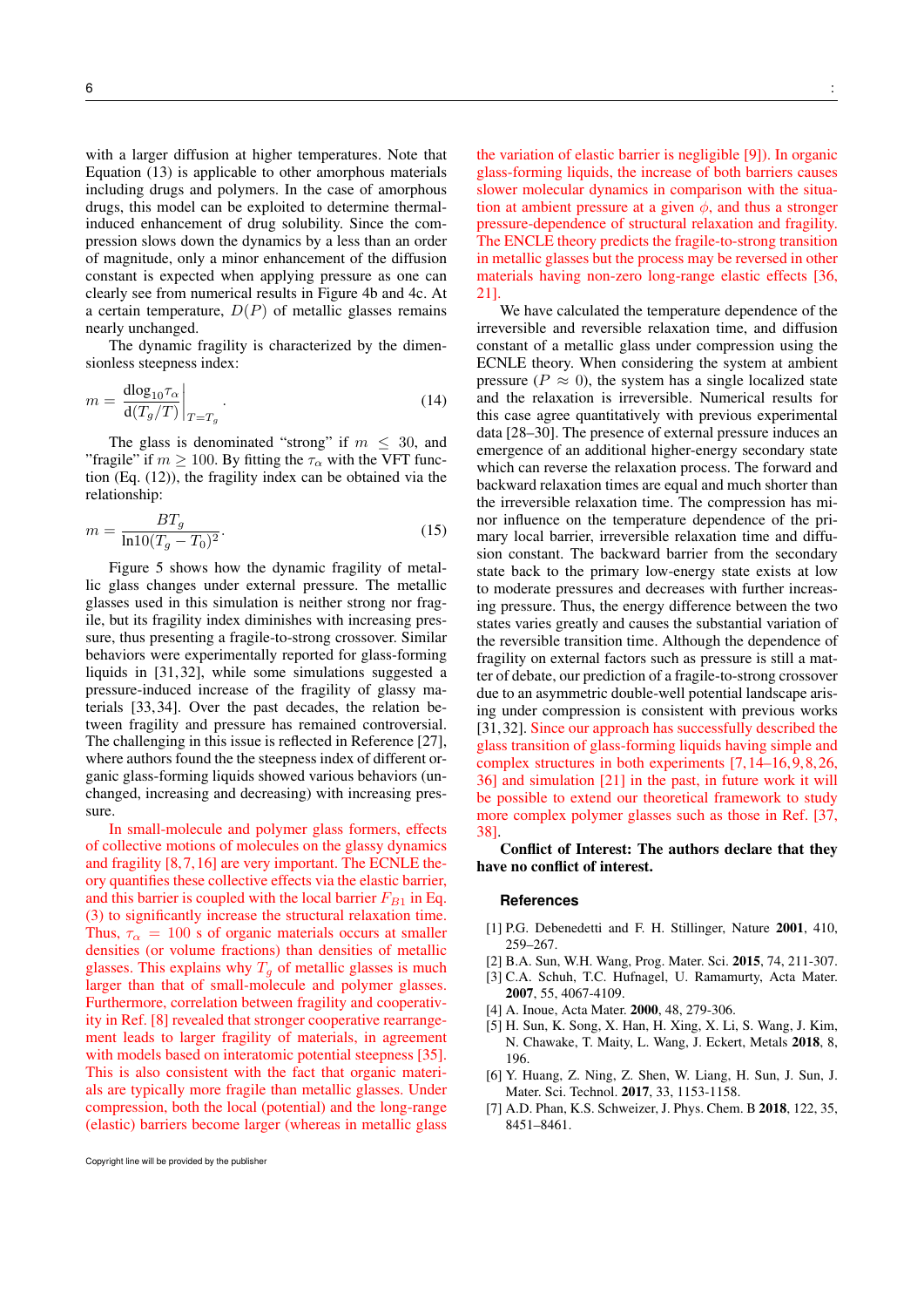with a larger diffusion at higher temperatures. Note that Equation (13) is applicable to other amorphous materials including drugs and polymers. In the case of amorphous drugs, this model can be exploited to determine thermal-induced enhancement of drug solubility. Since the compression slows down the dynamics by a less than an order of magnitude, only a minor enhancement of the diffusion constant is expected when applying pressure as one can clearly see from numerical results in Figure 4b and 4c. At a certain temperature, $D(P)$ of metallic glasses remains nearly unchanged.

The dynamic fragility is characterized by the dimensionless steepness index:

$$m = \left.\frac{\mathrm{d}\log_{10}\tau_\alpha}{\mathrm{d}(T_g/T)}\right|_{T=T_g}. \tag{14}$$

The glass is denominated "strong" if $m \leq 30$, and "fragile" if $m \geq 100$. By fitting the $\tau_\alpha$ with the VFT function (Eq. (12)), the fragility index can be obtained via the relationship:

$$m = \frac{BT_g}{\ln 10 (T_g - T_0)^2}. \tag{15}$$

Figure 5 shows how the dynamic fragility of metallic glass changes under external pressure. The metallic glasses used in this simulation is neither strong nor fragile, but its fragility index diminishes with increasing pressure, thus presenting a fragile-to-strong crossover. Similar behaviors were experimentally reported for glass-forming liquids in [31,32], while some simulations suggested a pressure-induced increase of the fragility of glassy materials [33,34]. Over the past decades, the relation between fragility and pressure has remained controversial. The challenging in this issue is reflected in Reference [27], where authors found the the steepness index of different organic glass-forming liquids showed various behaviors (unchanged, increasing and decreasing) with increasing pressure.

In small-molecule and polymer glass formers, effects of collective motions of molecules on the glassy dynamics and fragility [8,7,16] are very important. The ECNLE theory quantifies these collective effects via the elastic barrier, and this barrier is coupled with the local barrier $F_{B1}$ in Eq. (3) to significantly increase the structural relaxation time. Thus, $\tau_\alpha = 100$ s of organic materials occurs at smaller densities (or volume fractions) than densities of metallic glasses. This explains why $T_g$ of metallic glasses is much larger than that of small-molecule and polymer glasses. Furthermore, correlation between fragility and cooperativity in Ref. [8] revealed that stronger cooperative rearrangement leads to larger fragility of materials, in agreement with models based on interatomic potential steepness [35]. This is also consistent with the fact that organic materials are typically more fragile than metallic glasses. Under compression, both the local (potential) and the long-range (elastic) barriers become larger (whereas in metallic glass the variation of elastic barrier is negligible [9]). In organic glass-forming liquids, the increase of both barriers causes slower molecular dynamics in comparison with the situation at ambient pressure at a given $\phi$, and thus a stronger pressure-dependence of structural relaxation and fragility. The ENCLE theory predicts the fragile-to-strong transition in metallic glasses but the process may be reversed in other materials having non-zero long-range elastic effects [36, 21].

We have calculated the temperature dependence of the irreversible and reversible relaxation time, and diffusion constant of a metallic glass under compression using the ECNLE theory. When considering the system at ambient pressure ($P \approx 0$), the system has a single localized state and the relaxation is irreversible. Numerical results for this case agree quantitatively with previous experimental data [28–30]. The presence of external pressure induces an emergence of an additional higher-energy secondary state which can reverse the relaxation process. The forward and backward relaxation times are equal and much shorter than the irreversible relaxation time. The compression has minor influence on the temperature dependence of the primary local barrier, irreversible relaxation time and diffusion constant. The backward barrier from the secondary state back to the primary low-energy state exists at low to moderate pressures and decreases with further increasing pressure. Thus, the energy difference between the two states varies greatly and causes the substantial variation of the reversible transition time. Although the dependence of fragility on external factors such as pressure is still a matter of debate, our prediction of a fragile-to-strong crossover due to an asymmetric double-well potential landscape arising under compression is consistent with previous works [31,32]. Since our approach has successfully described the glass transition of glass-forming liquids having simple and complex structures in both experiments [7,14–16,9,8,26, 36] and simulation [21] in the past, in future work it will be possible to extend our theoretical framework to study more complex polymer glasses such as those in Ref. [37, 38].

**Conflict of Interest: The authors declare that they have no conflict of interest.**

## References

[1] P.G. Debenedetti and F. H. Stillinger, Nature **2001**, 410, 259–267.

[2] B.A. Sun, W.H. Wang, Prog. Mater. Sci. **2015**, 74, 211-307.

[3] C.A. Schuh, T.C. Hufnagel, U. Ramamurty, Acta Mater. **2007**, 55, 4067-4109.

[4] A. Inoue, Acta Mater. **2000**, 48, 279-306.

[5] H. Sun, K. Song, X. Han, H. Xing, X. Li, S. Wang, J. Kim, N. Chawake, T. Maity, L. Wang, J. Eckert, Metals **2018**, 8, 196.

[6] Y. Huang, Z. Ning, Z. Shen, W. Liang, H. Sun, J. Sun, J. Mater. Sci. Technol. **2017**, 33, 1153-1158.

[7] A.D. Phan, K.S. Schweizer, J. Phys. Chem. B **2018**, 122, 35, 8451–8461.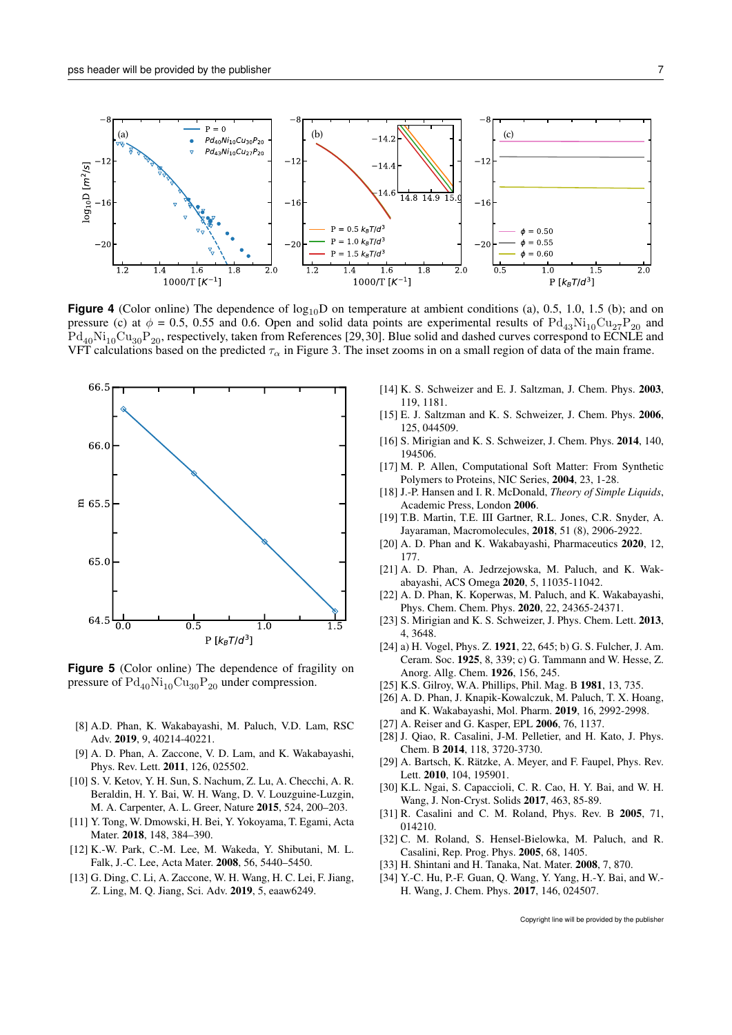(a)

P = 0

$Pd_{40}Ni_{10}Cu_{30}P_{20}$

$Pd_{43}Ni_{10}Cu_{27}P_{20}$

$\log_{10}D$ [$m^2/s$]

−8
−12
−16
−20

1.2 1.4 1.6 1.8 2.0

1000/T [$K^{-1}$]

(b)

−14.2
−14.4
−14.6

14.8 14.9 15.0

P = 0.5 $k_BT/d^3$

P = 1.0 $k_BT/d^3$

P = 1.5 $k_BT/d^3$

−8
−12
−16
−20

1.2 1.4 1.6 1.8 2.0

1000/T [$K^{-1}$]

(c)

$\phi$ = 0.50

$\phi$ = 0.55

$\phi$ = 0.60

−8
−12
−16
−20

0.5 1.0 1.5 2.0

P [$k_BT/d^3$]

**Figure 4** (Color online) The dependence of $\log_{10}$D on temperature at ambient conditions (a), 0.5, 1.0, 1.5 (b); and on pressure (c) at $\phi$ = 0.5, 0.55 and 0.6. Open and solid data points are experimental results of $Pd_{43}Ni_{10}Cu_{27}P_{20}$ and $Pd_{40}Ni_{10}Cu_{30}P_{20}$, respectively, taken from References [29,30]. Blue solid and dashed curves correspond to ECNLE and VFT calculations based on the predicted $\tau_\alpha$ in Figure 3. The inset zooms in on a small region of data of the main frame.

m

66.5
66.0
65.5
65.0
64.5

0.0 0.5 1.0 1.5

P [$k_BT/d^3$]

**Figure 5** (Color online) The dependence of fragility on pressure of $Pd_{40}Ni_{10}Cu_{30}P_{20}$ under compression.

[8] A.D. Phan, K. Wakabayashi, M. Paluch, V.D. Lam, RSC Adv. **2019**, 9, 40214-40221.

[9] A. D. Phan, A. Zaccone, V. D. Lam, and K. Wakabayashi, Phys. Rev. Lett. **2011**, 126, 025502.

[10] S. V. Ketov, Y. H. Sun, S. Nachum, Z. Lu, A. Checchi, A. R. Beraldin, H. Y. Bai, W. H. Wang, D. V. Louzguine-Luzgin, M. A. Carpenter, A. L. Greer, Nature **2015**, 524, 200–203.

[11] Y. Tong, W. Dmowski, H. Bei, Y. Yokoyama, T. Egami, Acta Mater. **2018**, 148, 384–390.

[12] K.-W. Park, C.-M. Lee, M. Wakeda, Y. Shibutani, M. L. Falk, J.-C. Lee, Acta Mater. **2008**, 56, 5440–5450.

[13] G. Ding, C. Li, A. Zaccone, W. H. Wang, H. C. Lei, F. Jiang, Z. Ling, M. Q. Jiang, Sci. Adv. **2019**, 5, eaaw6249.

[14] K. S. Schweizer and E. J. Saltzman, J. Chem. Phys. **2003**, 119, 1181.

[15] E. J. Saltzman and K. S. Schweizer, J. Chem. Phys. **2006**, 125, 044509.

[16] S. Mirigian and K. S. Schweizer, J. Chem. Phys. **2014**, 140, 194506.

[17] M. P. Allen, Computational Soft Matter: From Synthetic Polymers to Proteins, NIC Series, **2004**, 23, 1-28.

[18] J.-P. Hansen and I. R. McDonald, *Theory of Simple Liquids*, Academic Press, London **2006**.

[19] T.B. Martin, T.E. III Gartner, R.L. Jones, C.R. Snyder, A. Jayaraman, Macromolecules, **2018**, 51 (8), 2906-2922.

[20] A. D. Phan and K. Wakabayashi, Pharmaceutics **2020**, 12, 177.

[21] A. D. Phan, A. Jedrzejowska, M. Paluch, and K. Wakabayashi, ACS Omega **2020**, 5, 11035-11042.

[22] A. D. Phan, K. Koperwas, M. Paluch, and K. Wakabayashi, Phys. Chem. Chem. Phys. **2020**, 22, 24365-24371.

[23] S. Mirigian and K. S. Schweizer, J. Phys. Chem. Lett. **2013**, 4, 3648.

[24] a) H. Vogel, Phys. Z. **1921**, 22, 645; b) G. S. Fulcher, J. Am. Ceram. Soc. **1925**, 8, 339; c) G. Tammann and W. Hesse, Z. Anorg. Allg. Chem. **1926**, 156, 245.

[25] K.S. Gilroy, W.A. Phillips, Phil. Mag. B **1981**, 13, 735.

[26] A. D. Phan, J. Knapik-Kowalczuk, M. Paluch, T. X. Hoang, and K. Wakabayashi, Mol. Pharm. **2019**, 16, 2992-2998.

[27] A. Reiser and G. Kasper, EPL **2006**, 76, 1137.

[28] J. Qiao, R. Casalini, J-M. Pelletier, and H. Kato, J. Phys. Chem. B **2014**, 118, 3720-3730.

[29] A. Bartsch, K. Rätzke, A. Meyer, and F. Faupel, Phys. Rev. Lett. **2010**, 104, 195901.

[30] K.L. Ngai, S. Capaccioli, C. R. Cao, H. Y. Bai, and W. H. Wang, J. Non-Cryst. Solids **2017**, 463, 85-89.

[31] R. Casalini and C. M. Roland, Phys. Rev. B **2005**, 71, 014210.

[32] C. M. Roland, S. Hensel-Bielowka, M. Paluch, and R. Casalini, Rep. Prog. Phys. **2005**, 68, 1405.

[33] H. Shintani and H. Tanaka, Nat. Mater. **2008**, 7, 870.

[34] Y.-C. Hu, P.-F. Guan, Q. Wang, Y. Yang, H.-Y. Bai, and W.-H. Wang, J. Chem. Phys. **2017**, 146, 024507.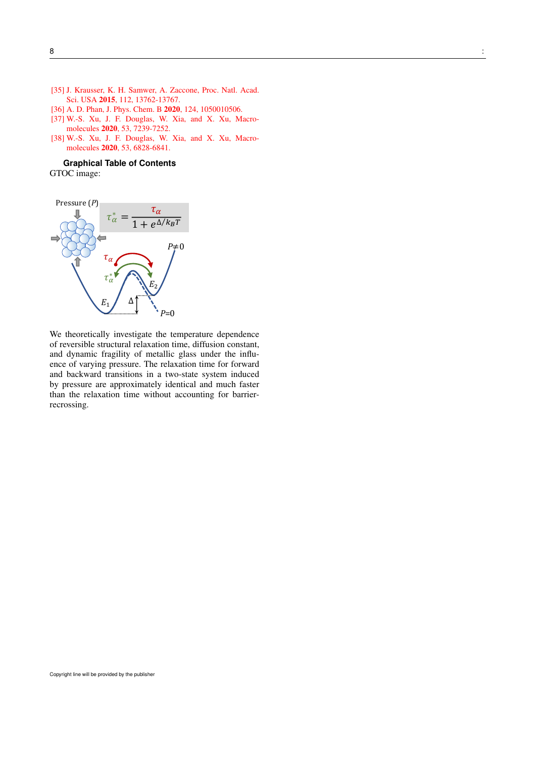[35] J. Krausser, K. H. Samwer, A. Zaccone, Proc. Natl. Acad. Sci. USA **2015**, 112, 13762-13767.
[36] A. D. Phan, J. Phys. Chem. B **2020**, 124, 1050010506.
[37] W.-S. Xu, J. F. Douglas, W. Xia, and X. Xu, Macromolecules **2020**, 53, 7239-7252.
[38] W.-S. Xu, J. F. Douglas, W. Xia, and X. Xu, Macromolecules **2020**, 53, 6828-6841.

### Graphical Table of Contents

GTOC image:

Pressure ($P$)

$$\tau_\alpha^* = \frac{\tau_\alpha}{1 + e^{\Delta/k_BT}}$$

$P\neq0$

$\tau_\alpha$

$\tau_\alpha^*$

$E_2$

$E_1$

$\Delta$

$P=0$

We theoretically investigate the temperature dependence of reversible structural relaxation time, diffusion constant, and dynamic fragility of metallic glass under the influence of varying pressure. The relaxation time for forward and backward transitions in a two-state system induced by pressure are approximately identical and much faster than the relaxation time without accounting for barrier-recrossing.

Copyright line will be provided by the publisher